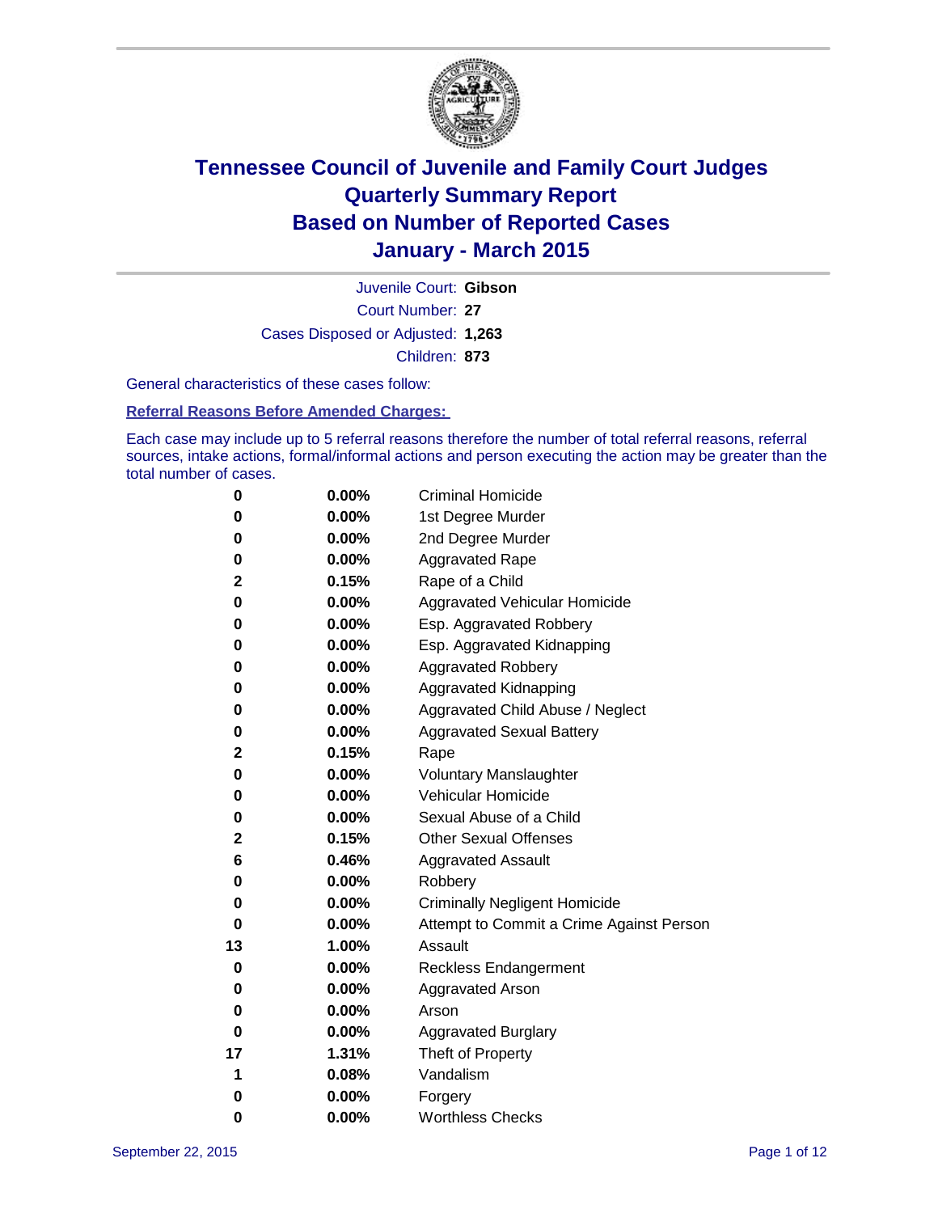# Tennessee Council of Juvenile and Family Court Judges
# Quarterly Summary Report
# Based on Number of Reported Cases
# January - March 2015

Juvenile Court: **Gibson**

Court Number: **27**

Cases Disposed or Adjusted: **1,263**

Children: **873**

General characteristics of these cases follow:

**Referral Reasons Before Amended Charges:**

Each case may include up to 5 referral reasons therefore the number of total referral reasons, referral sources, intake actions, formal/informal actions and person executing the action may be greater than the total number of cases.

| Count | Percent | Referral Reason |
|---|---|---|
| 0 | 0.00% | Criminal Homicide |
| 0 | 0.00% | 1st Degree Murder |
| 0 | 0.00% | 2nd Degree Murder |
| 0 | 0.00% | Aggravated Rape |
| 2 | 0.15% | Rape of a Child |
| 0 | 0.00% | Aggravated Vehicular Homicide |
| 0 | 0.00% | Esp. Aggravated Robbery |
| 0 | 0.00% | Esp. Aggravated Kidnapping |
| 0 | 0.00% | Aggravated Robbery |
| 0 | 0.00% | Aggravated Kidnapping |
| 0 | 0.00% | Aggravated Child Abuse / Neglect |
| 0 | 0.00% | Aggravated Sexual Battery |
| 2 | 0.15% | Rape |
| 0 | 0.00% | Voluntary Manslaughter |
| 0 | 0.00% | Vehicular Homicide |
| 0 | 0.00% | Sexual Abuse of a Child |
| 2 | 0.15% | Other Sexual Offenses |
| 6 | 0.46% | Aggravated Assault |
| 0 | 0.00% | Robbery |
| 0 | 0.00% | Criminally Negligent Homicide |
| 0 | 0.00% | Attempt to Commit a Crime Against Person |
| 13 | 1.00% | Assault |
| 0 | 0.00% | Reckless Endangerment |
| 0 | 0.00% | Aggravated Arson |
| 0 | 0.00% | Arson |
| 0 | 0.00% | Aggravated Burglary |
| 17 | 1.31% | Theft of Property |
| 1 | 0.08% | Vandalism |
| 0 | 0.00% | Forgery |
| 0 | 0.00% | Worthless Checks |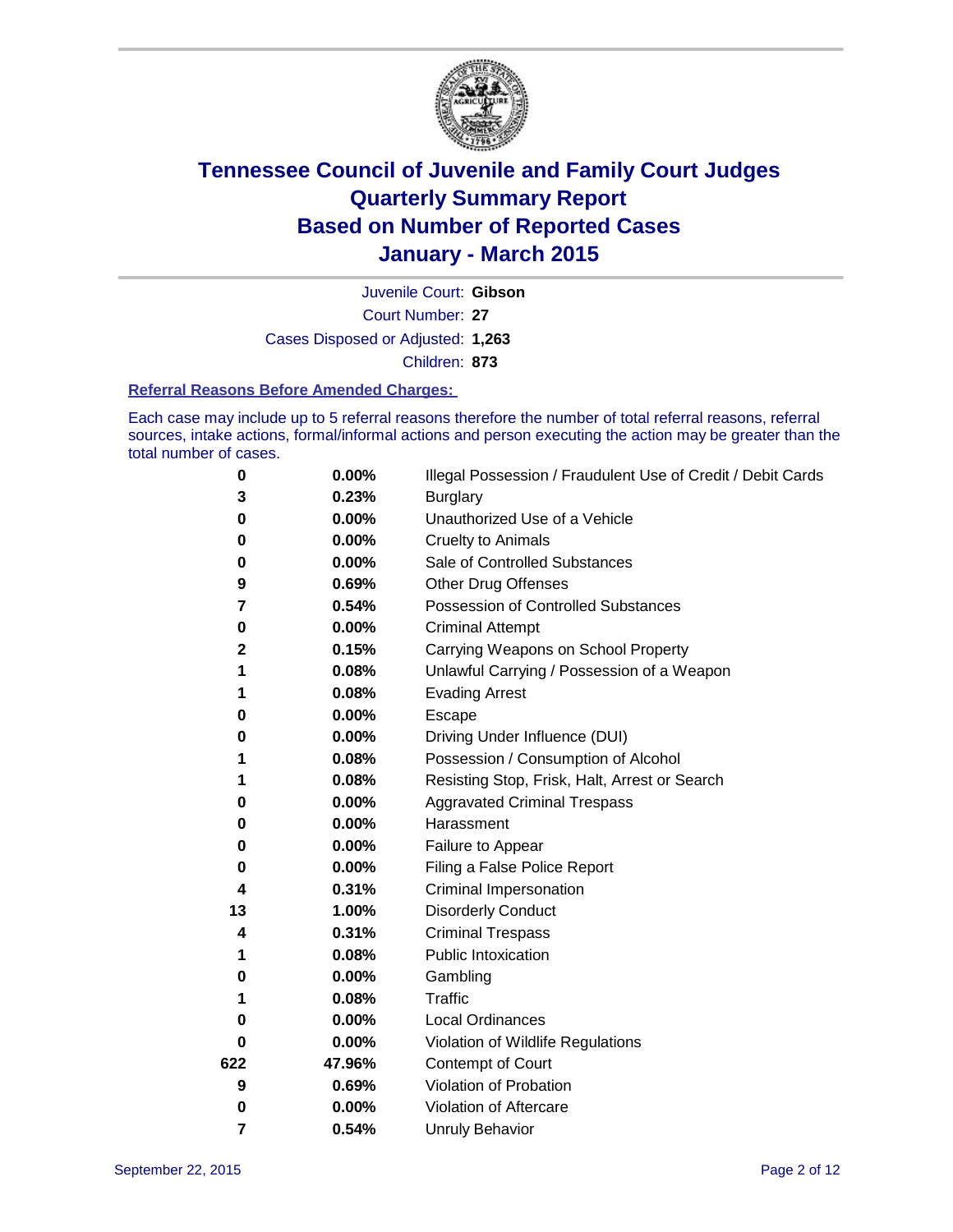# Tennessee Council of Juvenile and Family Court Judges
# Quarterly Summary Report
# Based on Number of Reported Cases
# January - March 2015

Juvenile Court: **Gibson**

Court Number: **27**

Cases Disposed or Adjusted: **1,263**

Children: **873**

### Referral Reasons Before Amended Charges:

Each case may include up to 5 referral reasons therefore the number of total referral reasons, referral sources, intake actions, formal/informal actions and person executing the action may be greater than the total number of cases.

| Count | Percent | Referral Reason |
|---|---|---|
| 0 | 0.00% | Illegal Possession / Fraudulent Use of Credit / Debit Cards |
| 3 | 0.23% | Burglary |
| 0 | 0.00% | Unauthorized Use of a Vehicle |
| 0 | 0.00% | Cruelty to Animals |
| 0 | 0.00% | Sale of Controlled Substances |
| 9 | 0.69% | Other Drug Offenses |
| 7 | 0.54% | Possession of Controlled Substances |
| 0 | 0.00% | Criminal Attempt |
| 2 | 0.15% | Carrying Weapons on School Property |
| 1 | 0.08% | Unlawful Carrying / Possession of a Weapon |
| 1 | 0.08% | Evading Arrest |
| 0 | 0.00% | Escape |
| 0 | 0.00% | Driving Under Influence (DUI) |
| 1 | 0.08% | Possession / Consumption of Alcohol |
| 1 | 0.08% | Resisting Stop, Frisk, Halt, Arrest or Search |
| 0 | 0.00% | Aggravated Criminal Trespass |
| 0 | 0.00% | Harassment |
| 0 | 0.00% | Failure to Appear |
| 0 | 0.00% | Filing a False Police Report |
| 4 | 0.31% | Criminal Impersonation |
| 13 | 1.00% | Disorderly Conduct |
| 4 | 0.31% | Criminal Trespass |
| 1 | 0.08% | Public Intoxication |
| 0 | 0.00% | Gambling |
| 1 | 0.08% | Traffic |
| 0 | 0.00% | Local Ordinances |
| 0 | 0.00% | Violation of Wildlife Regulations |
| 622 | 47.96% | Contempt of Court |
| 9 | 0.69% | Violation of Probation |
| 0 | 0.00% | Violation of Aftercare |
| 7 | 0.54% | Unruly Behavior |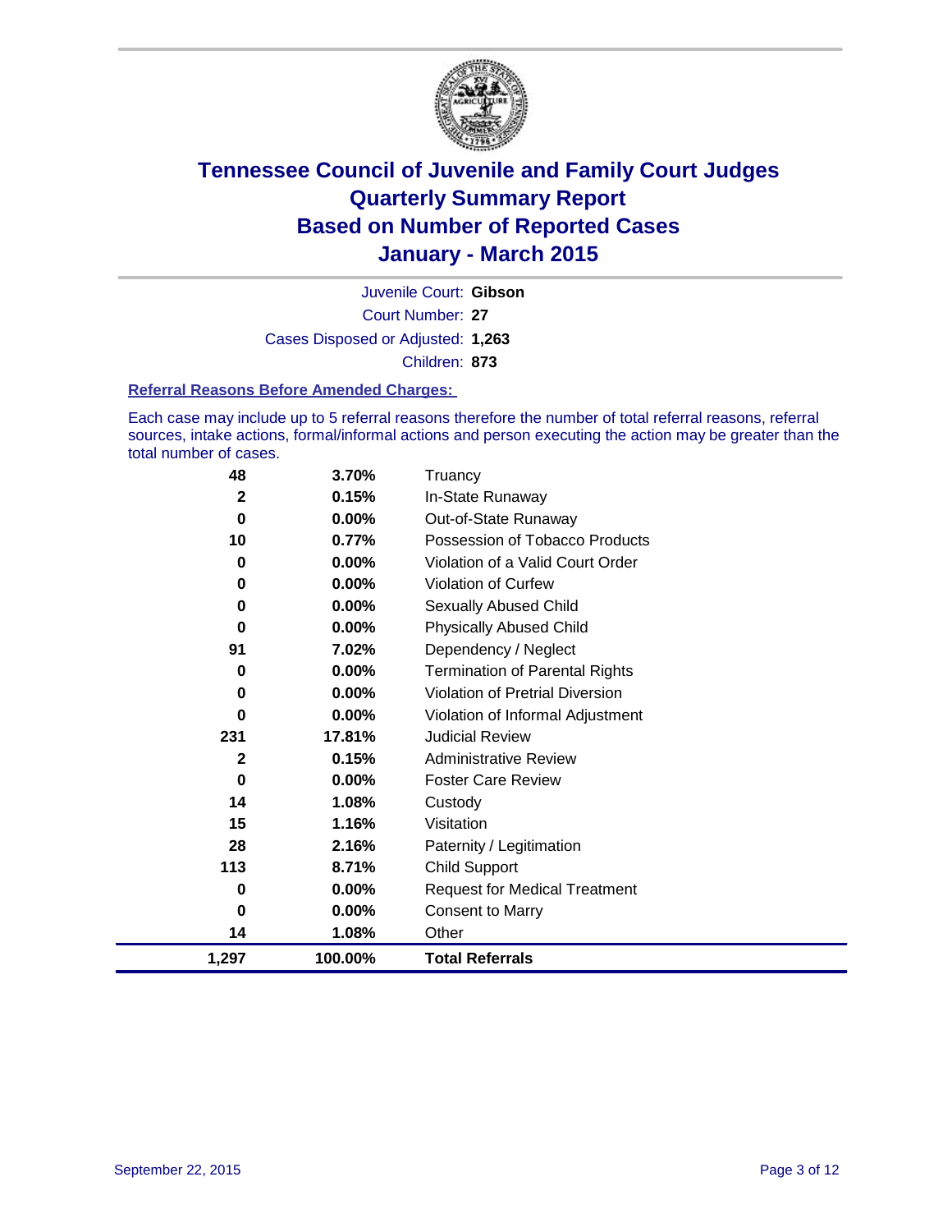# Tennessee Council of Juvenile and Family Court Judges
# Quarterly Summary Report
# Based on Number of Reported Cases
# January - March 2015

Juvenile Court: **Gibson**

Court Number: **27**

Cases Disposed or Adjusted: **1,263**

Children: **873**

### Referral Reasons Before Amended Charges:

Each case may include up to 5 referral reasons therefore the number of total referral reasons, referral sources, intake actions, formal/informal actions and person executing the action may be greater than the total number of cases.

| Count | Percent | Referral Reason |
|---|---|---|
| 48 | 3.70% | Truancy |
| 2 | 0.15% | In-State Runaway |
| 0 | 0.00% | Out-of-State Runaway |
| 10 | 0.77% | Possession of Tobacco Products |
| 0 | 0.00% | Violation of a Valid Court Order |
| 0 | 0.00% | Violation of Curfew |
| 0 | 0.00% | Sexually Abused Child |
| 0 | 0.00% | Physically Abused Child |
| 91 | 7.02% | Dependency / Neglect |
| 0 | 0.00% | Termination of Parental Rights |
| 0 | 0.00% | Violation of Pretrial Diversion |
| 0 | 0.00% | Violation of Informal Adjustment |
| 231 | 17.81% | Judicial Review |
| 2 | 0.15% | Administrative Review |
| 0 | 0.00% | Foster Care Review |
| 14 | 1.08% | Custody |
| 15 | 1.16% | Visitation |
| 28 | 2.16% | Paternity / Legitimation |
| 113 | 8.71% | Child Support |
| 0 | 0.00% | Request for Medical Treatment |
| 0 | 0.00% | Consent to Marry |
| 14 | 1.08% | Other |
| **1,297** | **100.00%** | **Total Referrals** |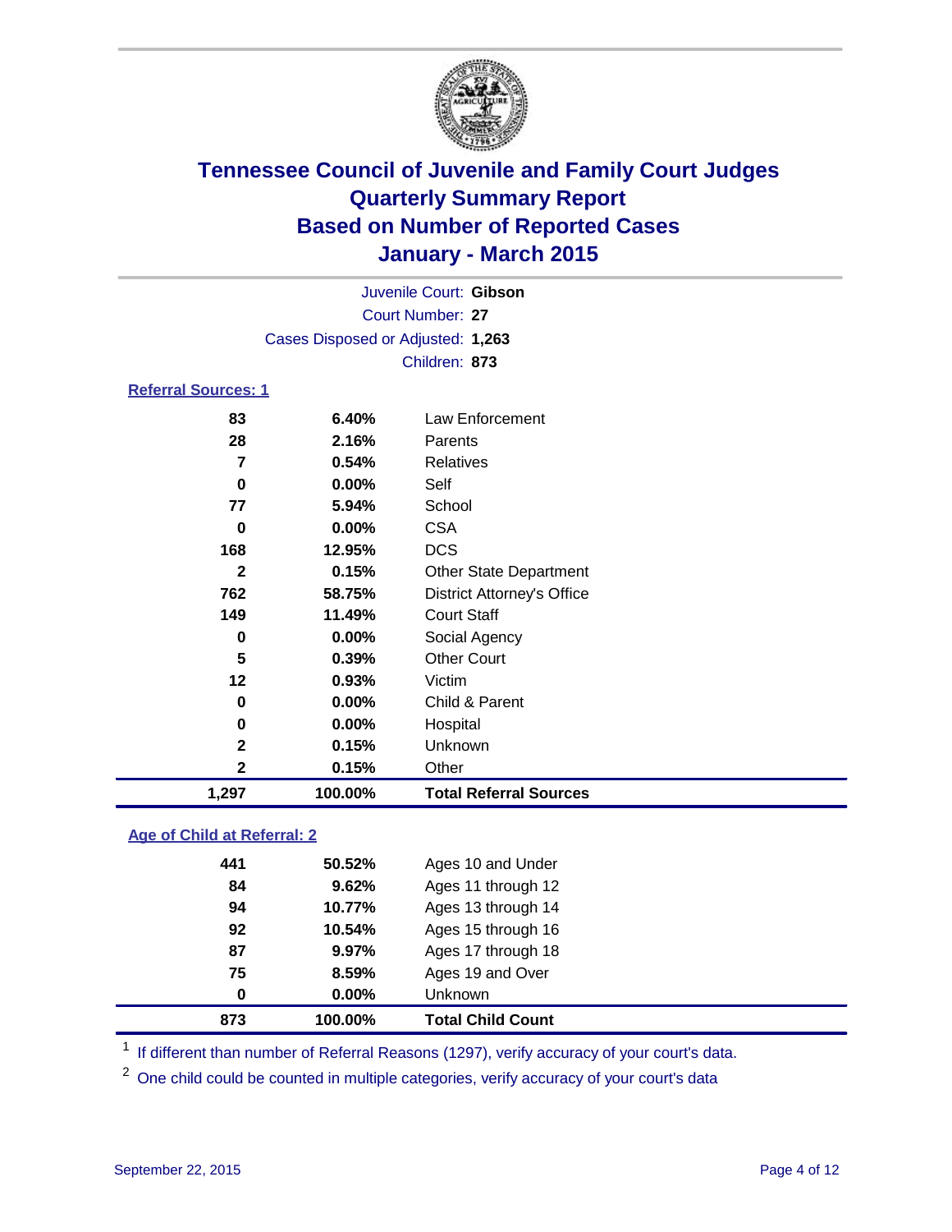# Tennessee Council of Juvenile and Family Court Judges
# Quarterly Summary Report
# Based on Number of Reported Cases
# January - March 2015

Juvenile Court: **Gibson**

Court Number: **27**

Cases Disposed or Adjusted: **1,263**

Children: **873**

## Referral Sources: 1

| Count | Percent | Source |
|---|---|---|
| 83 | 6.40% | Law Enforcement |
| 28 | 2.16% | Parents |
| 7 | 0.54% | Relatives |
| 0 | 0.00% | Self |
| 77 | 5.94% | School |
| 0 | 0.00% | CSA |
| 168 | 12.95% | DCS |
| 2 | 0.15% | Other State Department |
| 762 | 58.75% | District Attorney's Office |
| 149 | 11.49% | Court Staff |
| 0 | 0.00% | Social Agency |
| 5 | 0.39% | Other Court |
| 12 | 0.93% | Victim |
| 0 | 0.00% | Child & Parent |
| 0 | 0.00% | Hospital |
| 2 | 0.15% | Unknown |
| 2 | 0.15% | Other |
| **1,297** | **100.00%** | **Total Referral Sources** |

## Age of Child at Referral: 2

| Count | Percent | Age |
|---|---|---|
| 441 | 50.52% | Ages 10 and Under |
| 84 | 9.62% | Ages 11 through 12 |
| 94 | 10.77% | Ages 13 through 14 |
| 92 | 10.54% | Ages 15 through 16 |
| 87 | 9.97% | Ages 17 through 18 |
| 75 | 8.59% | Ages 19 and Over |
| 0 | 0.00% | Unknown |
| **873** | **100.00%** | **Total Child Count** |

[1] If different than number of Referral Reasons (1297), verify accuracy of your court's data.

[2] One child could be counted in multiple categories, verify accuracy of your court's data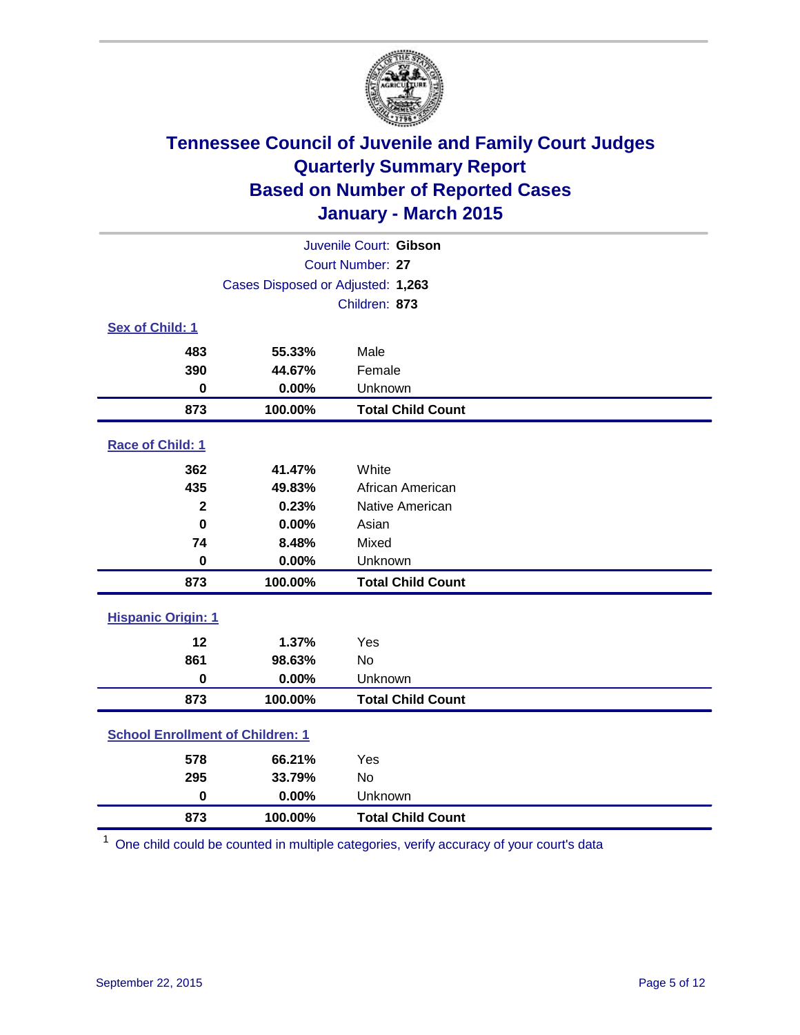# Tennessee Council of Juvenile and Family Court Judges
## Quarterly Summary Report
## Based on Number of Reported Cases
## January - March 2015

Juvenile Court: **Gibson**
Court Number: **27**
Cases Disposed or Adjusted: **1,263**
Children: **873**

### Sex of Child: 1

| Count | Percent | Category |
|---|---|---|
| 483 | 55.33% | Male |
| 390 | 44.67% | Female |
| 0 | 0.00% | Unknown |
| **873** | **100.00%** | **Total Child Count** |

### Race of Child: 1

| Count | Percent | Category |
|---|---|---|
| 362 | 41.47% | White |
| 435 | 49.83% | African American |
| 2 | 0.23% | Native American |
| 0 | 0.00% | Asian |
| 74 | 8.48% | Mixed |
| 0 | 0.00% | Unknown |
| **873** | **100.00%** | **Total Child Count** |

### Hispanic Origin: 1

| Count | Percent | Category |
|---|---|---|
| 12 | 1.37% | Yes |
| 861 | 98.63% | No |
| 0 | 0.00% | Unknown |
| **873** | **100.00%** | **Total Child Count** |

### School Enrollment of Children: 1

| Count | Percent | Category |
|---|---|---|
| 578 | 66.21% | Yes |
| 295 | 33.79% | No |
| 0 | 0.00% | Unknown |
| **873** | **100.00%** | **Total Child Count** |

[1] One child could be counted in multiple categories, verify accuracy of your court's data

September 22, 2015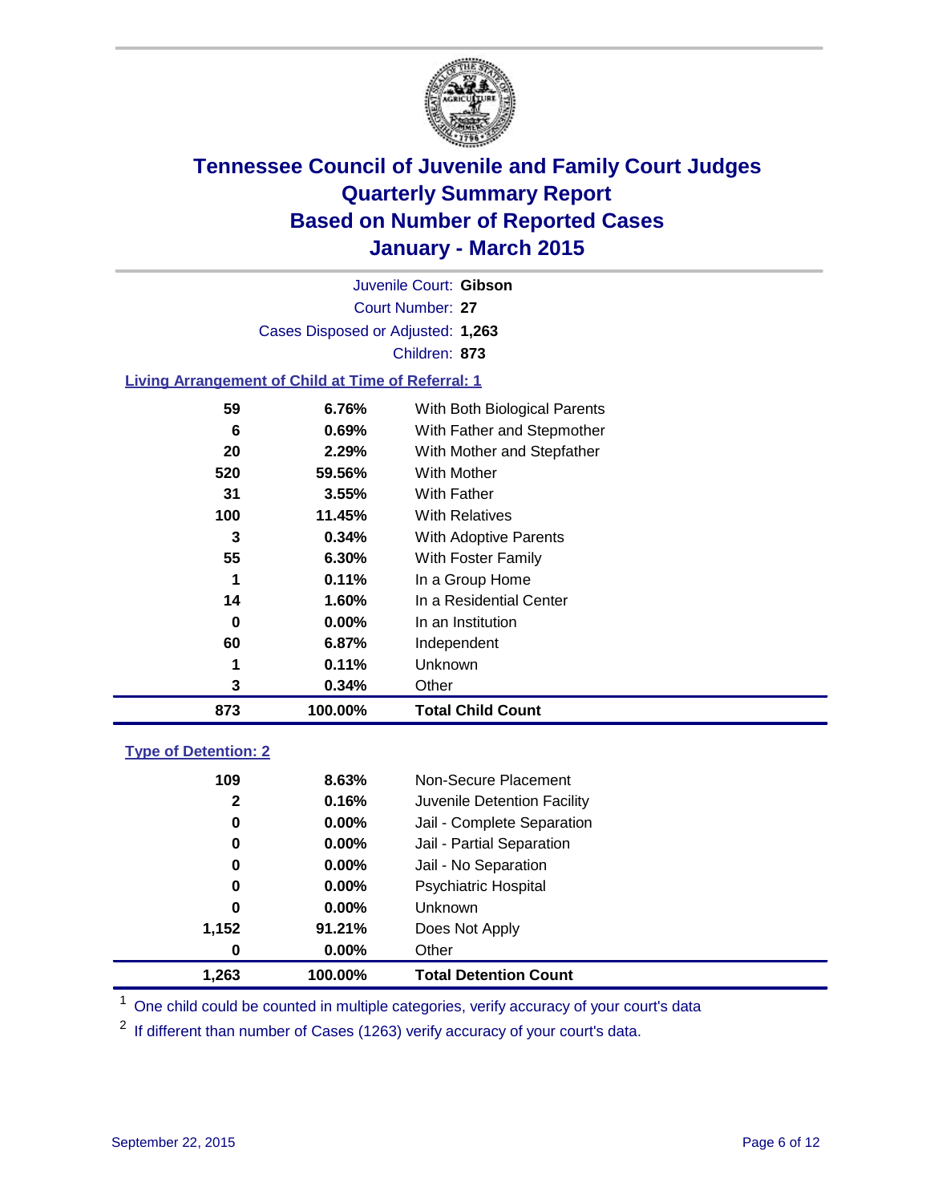# Tennessee Council of Juvenile and Family Court Judges
# Quarterly Summary Report
# Based on Number of Reported Cases
# January - March 2015

Juvenile Court: **Gibson**

Court Number: **27**

Cases Disposed or Adjusted: **1,263**

Children: **873**

## Living Arrangement of Child at Time of Referral: 1

| Count | Percent | Living Arrangement |
|---|---|---|
| 59 | 6.76% | With Both Biological Parents |
| 6 | 0.69% | With Father and Stepmother |
| 20 | 2.29% | With Mother and Stepfather |
| 520 | 59.56% | With Mother |
| 31 | 3.55% | With Father |
| 100 | 11.45% | With Relatives |
| 3 | 0.34% | With Adoptive Parents |
| 55 | 6.30% | With Foster Family |
| 1 | 0.11% | In a Group Home |
| 14 | 1.60% | In a Residential Center |
| 0 | 0.00% | In an Institution |
| 60 | 6.87% | Independent |
| 1 | 0.11% | Unknown |
| 3 | 0.34% | Other |
| **873** | **100.00%** | **Total Child Count** |

## Type of Detention: 2

| Count | Percent | Type of Detention |
|---|---|---|
| 109 | 8.63% | Non-Secure Placement |
| 2 | 0.16% | Juvenile Detention Facility |
| 0 | 0.00% | Jail - Complete Separation |
| 0 | 0.00% | Jail - Partial Separation |
| 0 | 0.00% | Jail - No Separation |
| 0 | 0.00% | Psychiatric Hospital |
| 0 | 0.00% | Unknown |
| 1,152 | 91.21% | Does Not Apply |
| 0 | 0.00% | Other |
| **1,263** | **100.00%** | **Total Detention Count** |

[1] One child could be counted in multiple categories, verify accuracy of your court's data

[2] If different than number of Cases (1263) verify accuracy of your court's data.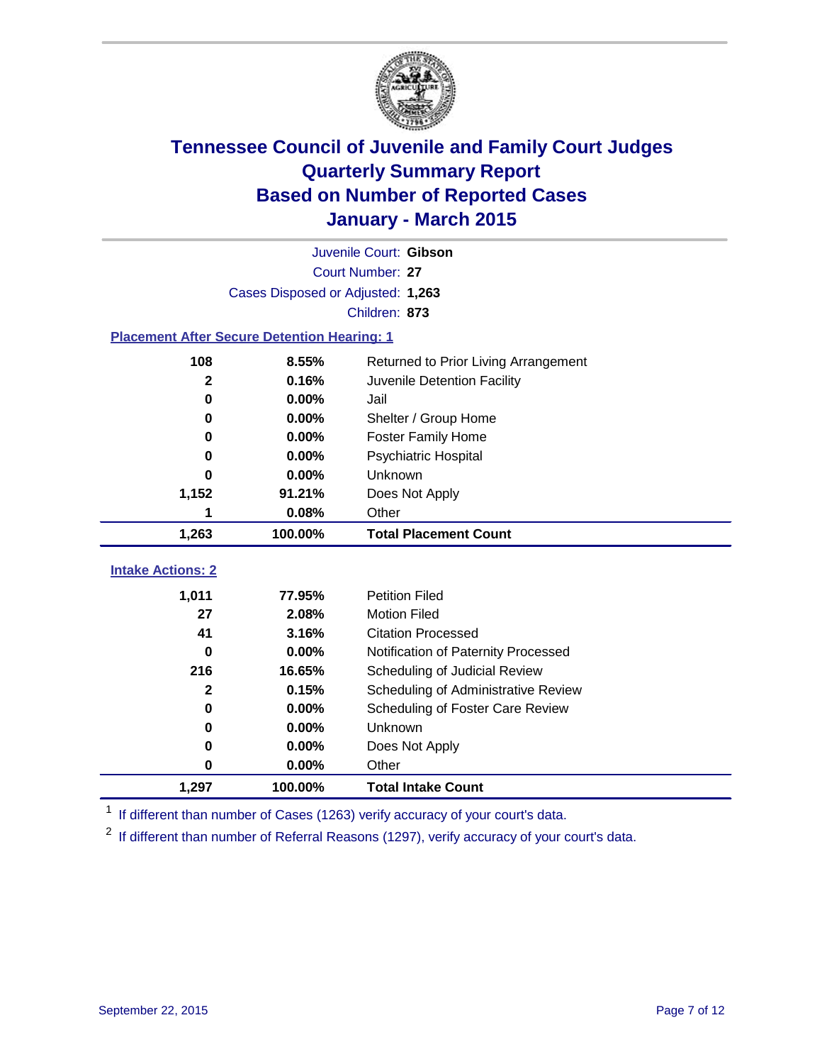# Tennessee Council of Juvenile and Family Court Judges
# Quarterly Summary Report
# Based on Number of Reported Cases
# January - March 2015

Juvenile Court: **Gibson**
Court Number: **27**
Cases Disposed or Adjusted: **1,263**
Children: **873**

### Placement After Secure Detention Hearing: 1

| Count | Percent | Placement |
|---|---|---|
| 108 | 8.55% | Returned to Prior Living Arrangement |
| 2 | 0.16% | Juvenile Detention Facility |
| 0 | 0.00% | Jail |
| 0 | 0.00% | Shelter / Group Home |
| 0 | 0.00% | Foster Family Home |
| 0 | 0.00% | Psychiatric Hospital |
| 0 | 0.00% | Unknown |
| 1,152 | 91.21% | Does Not Apply |
| 1 | 0.08% | Other |
| **1,263** | **100.00%** | **Total Placement Count** |

### Intake Actions: 2

| Count | Percent | Intake Action |
|---|---|---|
| 1,011 | 77.95% | Petition Filed |
| 27 | 2.08% | Motion Filed |
| 41 | 3.16% | Citation Processed |
| 0 | 0.00% | Notification of Paternity Processed |
| 216 | 16.65% | Scheduling of Judicial Review |
| 2 | 0.15% | Scheduling of Administrative Review |
| 0 | 0.00% | Scheduling of Foster Care Review |
| 0 | 0.00% | Unknown |
| 0 | 0.00% | Does Not Apply |
| 0 | 0.00% | Other |
| **1,297** | **100.00%** | **Total Intake Count** |

[1] If different than number of Cases (1263) verify accuracy of your court's data.

[2] If different than number of Referral Reasons (1297), verify accuracy of your court's data.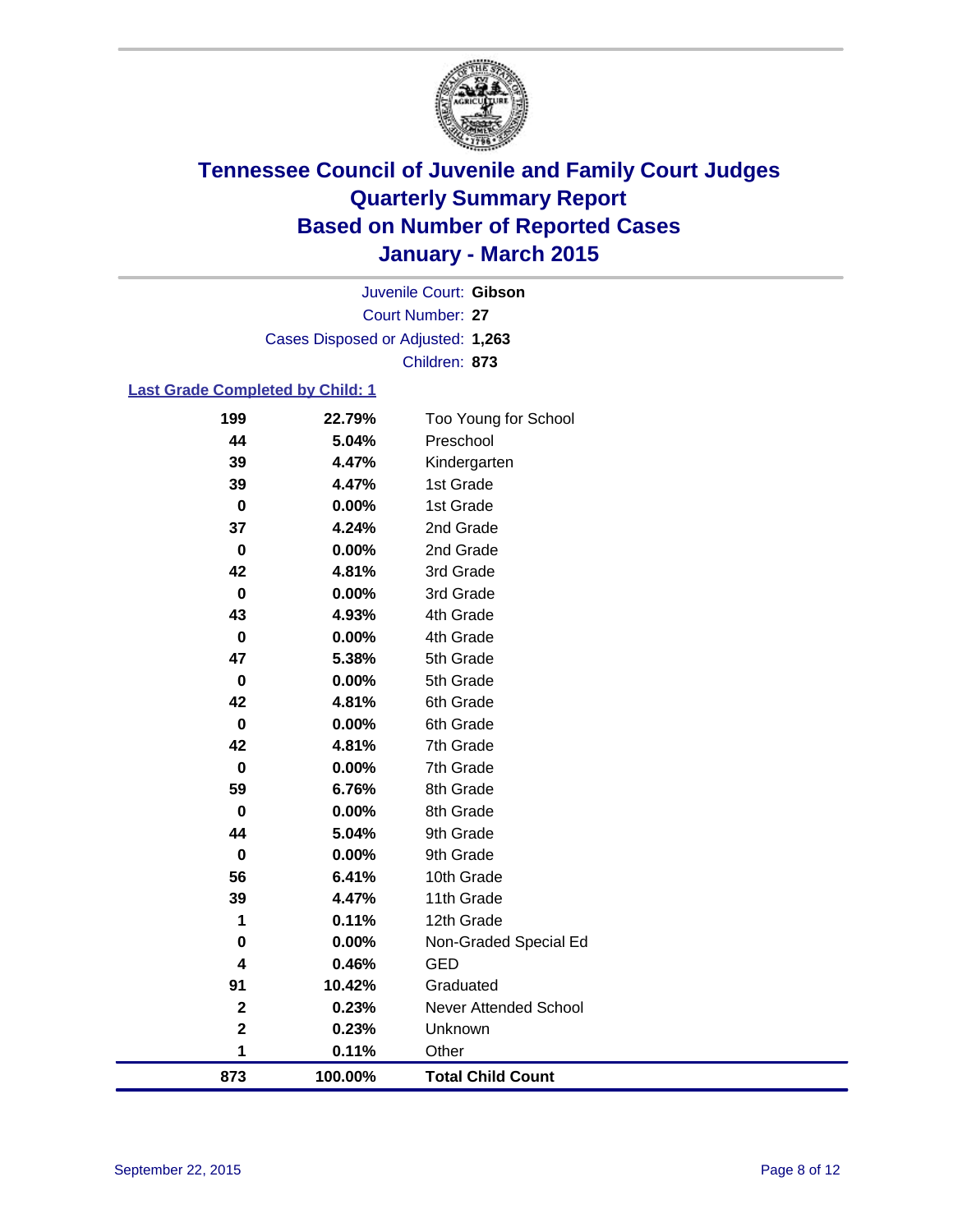# Tennessee Council of Juvenile and Family Court Judges
# Quarterly Summary Report
# Based on Number of Reported Cases
# January - March 2015

Juvenile Court: **Gibson**
Court Number: **27**
Cases Disposed or Adjusted: **1,263**
Children: **873**

## Last Grade Completed by Child: 1

| Count | Percent | Grade |
|---|---|---|
| 199 | 22.79% | Too Young for School |
| 44 | 5.04% | Preschool |
| 39 | 4.47% | Kindergarten |
| 39 | 4.47% | 1st Grade |
| 0 | 0.00% | 1st Grade |
| 37 | 4.24% | 2nd Grade |
| 0 | 0.00% | 2nd Grade |
| 42 | 4.81% | 3rd Grade |
| 0 | 0.00% | 3rd Grade |
| 43 | 4.93% | 4th Grade |
| 0 | 0.00% | 4th Grade |
| 47 | 5.38% | 5th Grade |
| 0 | 0.00% | 5th Grade |
| 42 | 4.81% | 6th Grade |
| 0 | 0.00% | 6th Grade |
| 42 | 4.81% | 7th Grade |
| 0 | 0.00% | 7th Grade |
| 59 | 6.76% | 8th Grade |
| 0 | 0.00% | 8th Grade |
| 44 | 5.04% | 9th Grade |
| 0 | 0.00% | 9th Grade |
| 56 | 6.41% | 10th Grade |
| 39 | 4.47% | 11th Grade |
| 1 | 0.11% | 12th Grade |
| 0 | 0.00% | Non-Graded Special Ed |
| 4 | 0.46% | GED |
| 91 | 10.42% | Graduated |
| 2 | 0.23% | Never Attended School |
| 2 | 0.23% | Unknown |
| 1 | 0.11% | Other |
| **873** | **100.00%** | **Total Child Count** |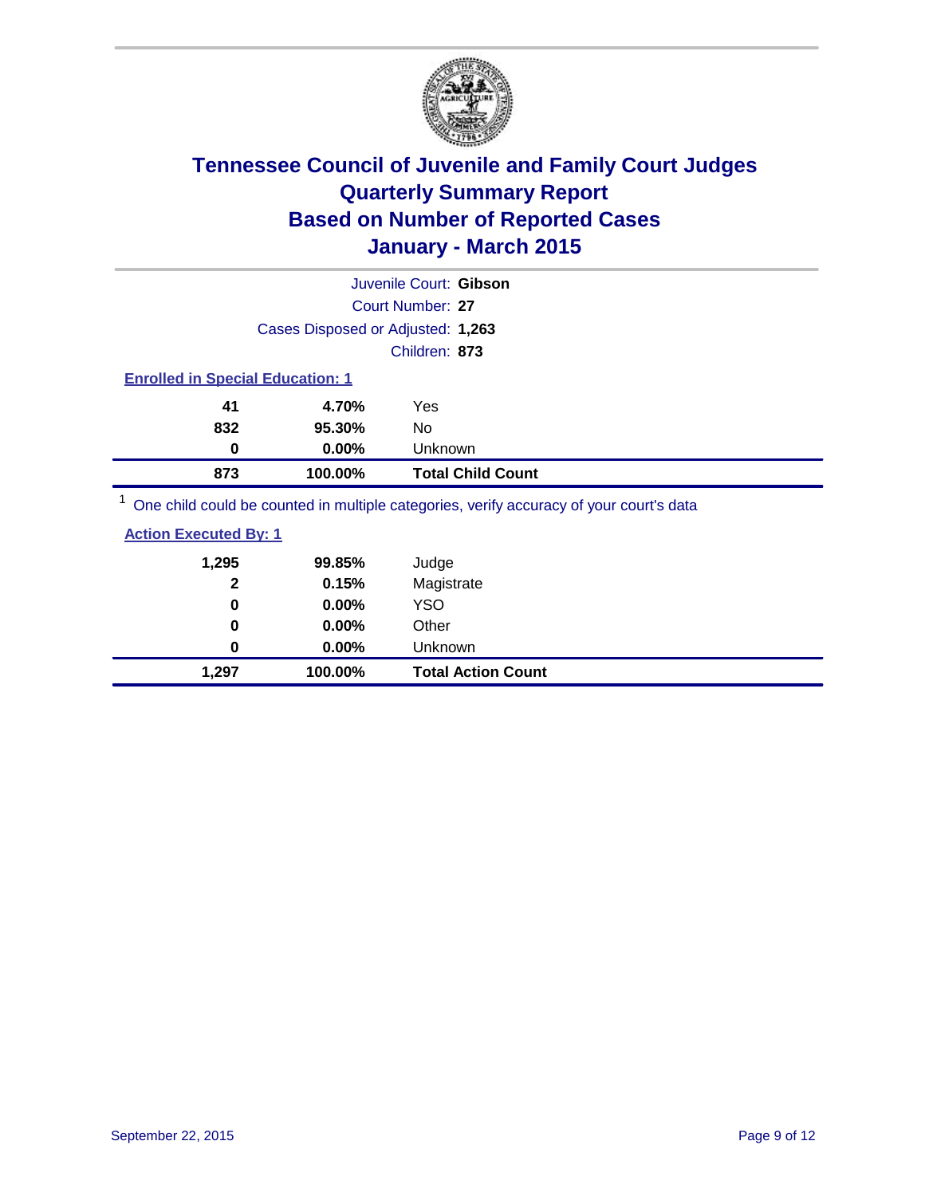# Tennessee Council of Juvenile and Family Court Judges
## Quarterly Summary Report
## Based on Number of Reported Cases
## January - March 2015

Juvenile Court: **Gibson**

Court Number: **27**

Cases Disposed or Adjusted: **1,263**

Children: **873**

### Enrolled in Special Education: 1

| Count | Percent | Category |
|---|---|---|
| 41 | 4.70% | Yes |
| 832 | 95.30% | No |
| 0 | 0.00% | Unknown |
| **873** | **100.00%** | **Total Child Count** |

[1] One child could be counted in multiple categories, verify accuracy of your court's data

### Action Executed By: 1

| Count | Percent | Category |
|---|---|---|
| 1,295 | 99.85% | Judge |
| 2 | 0.15% | Magistrate |
| 0 | 0.00% | YSO |
| 0 | 0.00% | Other |
| 0 | 0.00% | Unknown |
| **1,297** | **100.00%** | **Total Action Count** |

September 22, 2015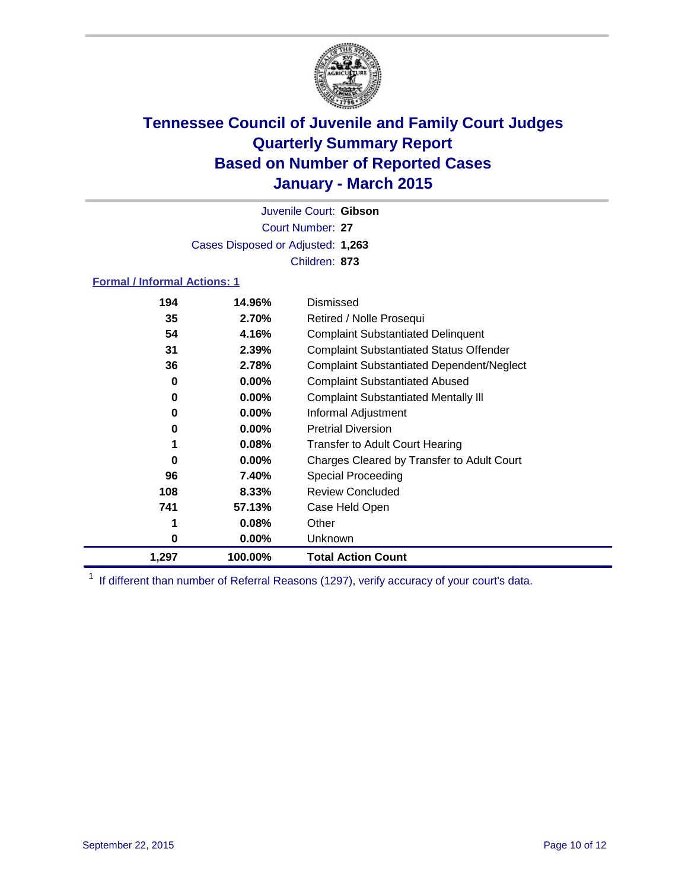# Tennessee Council of Juvenile and Family Court Judges
## Quarterly Summary Report
## Based on Number of Reported Cases
## January - March 2015

Juvenile Court: **Gibson**

Court Number: **27**

Cases Disposed or Adjusted: **1,263**

Children: **873**

### Formal / Informal Actions: 1

| Count | Percent | Action |
|---|---|---|
| 194 | 14.96% | Dismissed |
| 35 | 2.70% | Retired / Nolle Prosequi |
| 54 | 4.16% | Complaint Substantiated Delinquent |
| 31 | 2.39% | Complaint Substantiated Status Offender |
| 36 | 2.78% | Complaint Substantiated Dependent/Neglect |
| 0 | 0.00% | Complaint Substantiated Abused |
| 0 | 0.00% | Complaint Substantiated Mentally Ill |
| 0 | 0.00% | Informal Adjustment |
| 0 | 0.00% | Pretrial Diversion |
| 1 | 0.08% | Transfer to Adult Court Hearing |
| 0 | 0.00% | Charges Cleared by Transfer to Adult Court |
| 96 | 7.40% | Special Proceeding |
| 108 | 8.33% | Review Concluded |
| 741 | 57.13% | Case Held Open |
| 1 | 0.08% | Other |
| 0 | 0.00% | Unknown |
| **1,297** | **100.00%** | **Total Action Count** |

[1] If different than number of Referral Reasons (1297), verify accuracy of your court's data.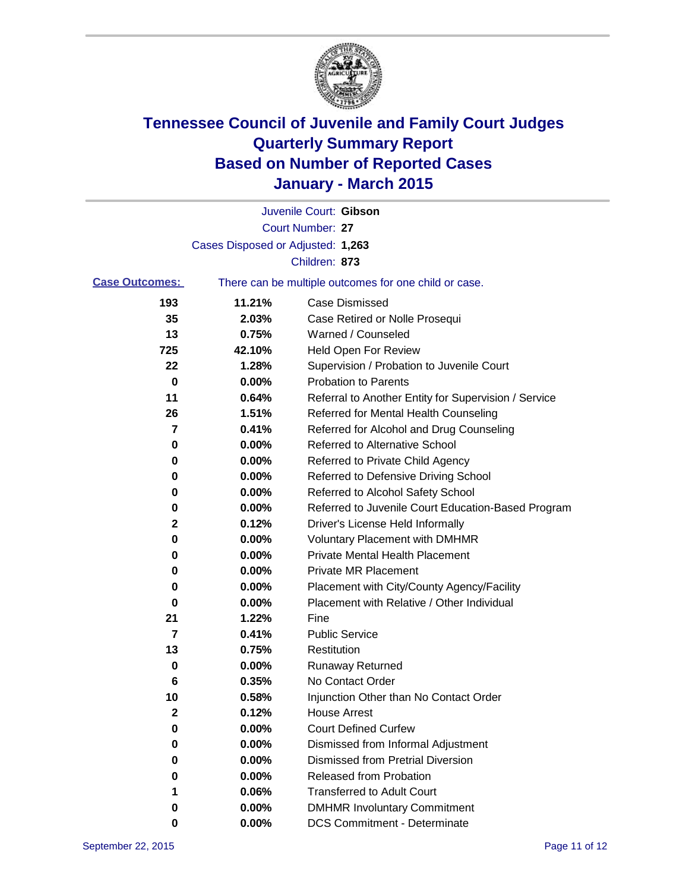# Tennessee Council of Juvenile and Family Court Judges
# Quarterly Summary Report
# Based on Number of Reported Cases
# January - March 2015

Juvenile Court: **Gibson**

Court Number: **27**

Cases Disposed or Adjusted: **1,263**

Children: **873**

**Case Outcomes:** There can be multiple outcomes for one child or case.

| Count | Percent | Outcome |
|---|---|---|
| 193 | 11.21% | Case Dismissed |
| 35 | 2.03% | Case Retired or Nolle Prosequi |
| 13 | 0.75% | Warned / Counseled |
| 725 | 42.10% | Held Open For Review |
| 22 | 1.28% | Supervision / Probation to Juvenile Court |
| 0 | 0.00% | Probation to Parents |
| 11 | 0.64% | Referral to Another Entity for Supervision / Service |
| 26 | 1.51% | Referred for Mental Health Counseling |
| 7 | 0.41% | Referred for Alcohol and Drug Counseling |
| 0 | 0.00% | Referred to Alternative School |
| 0 | 0.00% | Referred to Private Child Agency |
| 0 | 0.00% | Referred to Defensive Driving School |
| 0 | 0.00% | Referred to Alcohol Safety School |
| 0 | 0.00% | Referred to Juvenile Court Education-Based Program |
| 2 | 0.12% | Driver's License Held Informally |
| 0 | 0.00% | Voluntary Placement with DMHMR |
| 0 | 0.00% | Private Mental Health Placement |
| 0 | 0.00% | Private MR Placement |
| 0 | 0.00% | Placement with City/County Agency/Facility |
| 0 | 0.00% | Placement with Relative / Other Individual |
| 21 | 1.22% | Fine |
| 7 | 0.41% | Public Service |
| 13 | 0.75% | Restitution |
| 0 | 0.00% | Runaway Returned |
| 6 | 0.35% | No Contact Order |
| 10 | 0.58% | Injunction Other than No Contact Order |
| 2 | 0.12% | House Arrest |
| 0 | 0.00% | Court Defined Curfew |
| 0 | 0.00% | Dismissed from Informal Adjustment |
| 0 | 0.00% | Dismissed from Pretrial Diversion |
| 0 | 0.00% | Released from Probation |
| 1 | 0.06% | Transferred to Adult Court |
| 0 | 0.00% | DMHMR Involuntary Commitment |
| 0 | 0.00% | DCS Commitment - Determinate |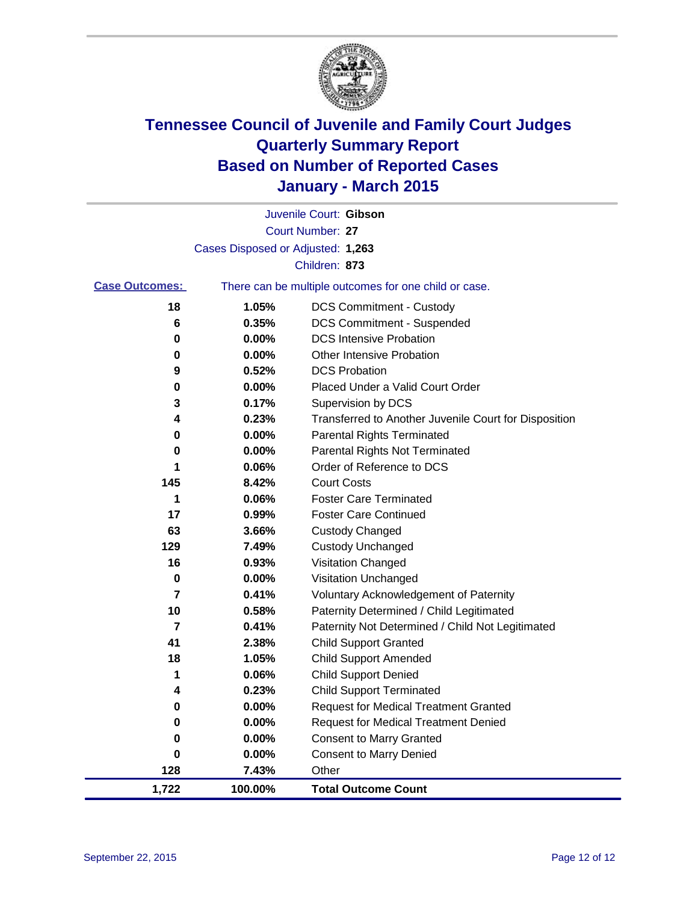# Tennessee Council of Juvenile and Family Court Judges
# Quarterly Summary Report
# Based on Number of Reported Cases
# January - March 2015

Juvenile Court: **Gibson**

Court Number: **27**

Cases Disposed or Adjusted: **1,263**

Children: **873**

**Case Outcomes:** There can be multiple outcomes for one child or case.

| | | |
|---|---|---|
| 18 | 1.05% | DCS Commitment - Custody |
| 6 | 0.35% | DCS Commitment - Suspended |
| 0 | 0.00% | DCS Intensive Probation |
| 0 | 0.00% | Other Intensive Probation |
| 9 | 0.52% | DCS Probation |
| 0 | 0.00% | Placed Under a Valid Court Order |
| 3 | 0.17% | Supervision by DCS |
| 4 | 0.23% | Transferred to Another Juvenile Court for Disposition |
| 0 | 0.00% | Parental Rights Terminated |
| 0 | 0.00% | Parental Rights Not Terminated |
| 1 | 0.06% | Order of Reference to DCS |
| 145 | 8.42% | Court Costs |
| 1 | 0.06% | Foster Care Terminated |
| 17 | 0.99% | Foster Care Continued |
| 63 | 3.66% | Custody Changed |
| 129 | 7.49% | Custody Unchanged |
| 16 | 0.93% | Visitation Changed |
| 0 | 0.00% | Visitation Unchanged |
| 7 | 0.41% | Voluntary Acknowledgement of Paternity |
| 10 | 0.58% | Paternity Determined / Child Legitimated |
| 7 | 0.41% | Paternity Not Determined / Child Not Legitimated |
| 41 | 2.38% | Child Support Granted |
| 18 | 1.05% | Child Support Amended |
| 1 | 0.06% | Child Support Denied |
| 4 | 0.23% | Child Support Terminated |
| 0 | 0.00% | Request for Medical Treatment Granted |
| 0 | 0.00% | Request for Medical Treatment Denied |
| 0 | 0.00% | Consent to Marry Granted |
| 0 | 0.00% | Consent to Marry Denied |
| 128 | 7.43% | Other |
| **1,722** | **100.00%** | **Total Outcome Count** |

September 22, 2015